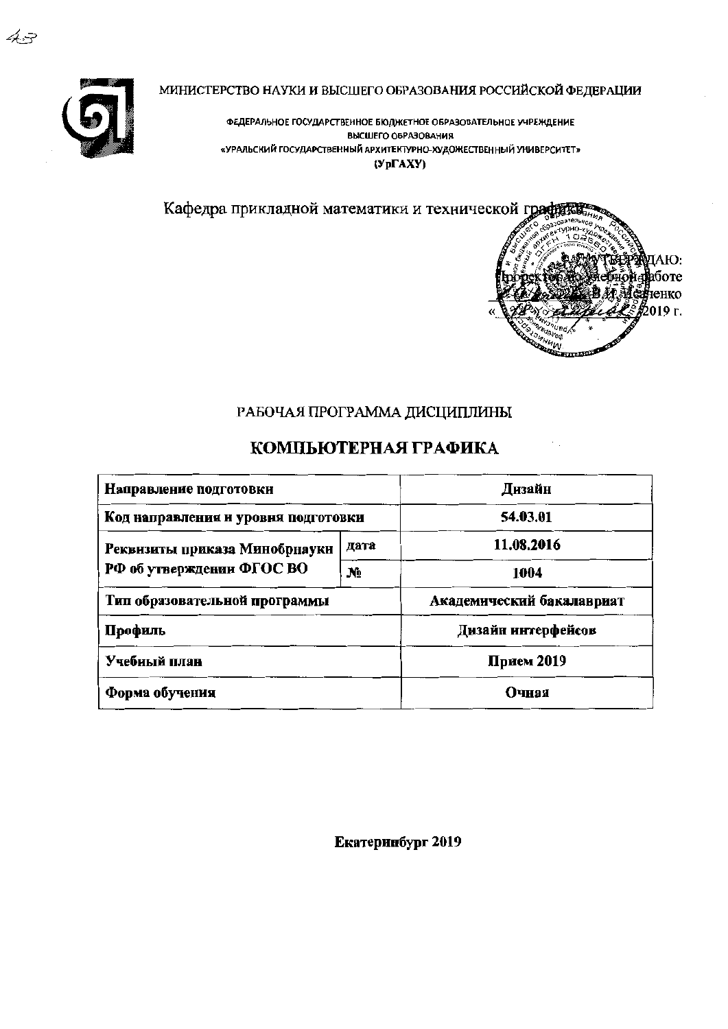МИНИСТЕРСТВО НАУКИ И ВЫСШЕГО ОБРАЗОВАНИЯ РОССИЙСКОЙ ФЕДЕРАЦИИ

ФЕДЕРАЛЬНОЕ ГОСУДАРСТВЕННОЕ БЮДЖЕТНОЕ ОБРАЗОВАТЕЛЬНОЕ УЧРЕЖДЕНИЕ
ВЫСШЕГО ОБРАЗОВАНИЯ
«УРАЛЬСКИЙ ГОСУДАРСТВЕННЫЙ АРХИТЕКТУРНО-ХУДОЖЕСТВЕННЫЙ УНИВЕРСИТЕТ»
(УрГАХУ)

Кафедра прикладной математики и технической графики

УТВЕРЖДАЮ:
Проректор по учебной работе
_______ В.И. Исаченко
«____» _______ 2019 г.

РАБОЧАЯ ПРОГРАММА ДИСЦИПЛИНЫ

# КОМПЬЮТЕРНАЯ ГРАФИКА

| | | |
|---|---|---|
| **Направление подготовки** | | **Дизайн** |
| **Код направления и уровня подготовки** | | **54.03.01** |
| **Реквизиты приказа Минобрнауки РФ об утверждении ФГОС ВО** | **дата** | **11.08.2016** |
| | **№** | **1004** |
| **Тип образовательной программы** | | **Академический бакалавриат** |
| **Профиль** | | **Дизайн интерфейсов** |
| **Учебный план** | | **Прием 2019** |
| **Форма обучения** | | **Очная** |

**Екатеринбург 2019**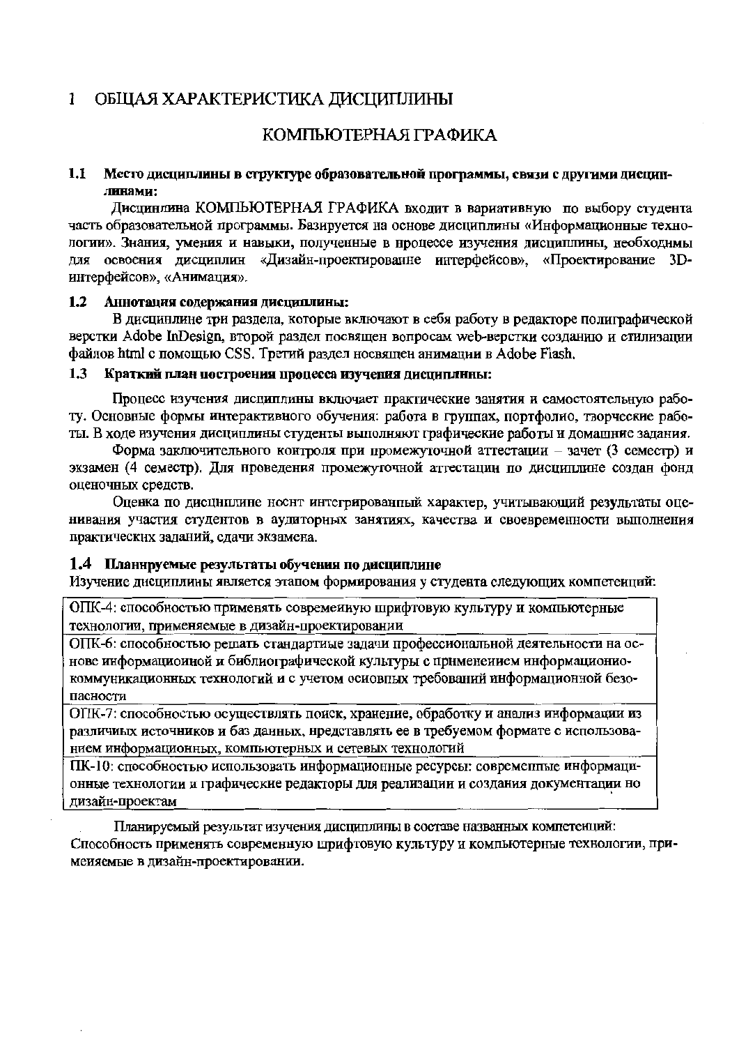# 1 ОБЩАЯ ХАРАКТЕРИСТИКА ДИСЦИПЛИНЫ

## КОМПЬЮТЕРНАЯ ГРАФИКА

### 1.1 Место дисциплины в структуре образовательной программы, связи с другими дисциплинами:

Дисциплина КОМПЬЮТЕРНАЯ ГРАФИКА входит в вариативную по выбору студента часть образовательной программы. Базируется на основе дисциплины «Информационные технологии». Знания, умения и навыки, полученные в процессе изучения дисциплины, необходимы для освоения дисциплин «Дизайн-проектирование интерфейсов», «Проектирование 3D-интерфейсов», «Анимация».

### 1.2 Аннотация содержания дисциплины:

В дисциплине три раздела, которые включают в себя работу в редакторе полиграфической верстки Adobe InDesign, второй раздел посвящен вопросам web-верстки созданию и стилизации файлов html с помощью CSS. Третий раздел посвящен анимации в Adobe Flash.

### 1.3 Краткий план построения процесса изучения дисциплины:

Процесс изучения дисциплины включает практические занятия и самостоятельную работу. Основные формы интерактивного обучения: работа в группах, портфолио, творческие работы. В ходе изучения дисциплины студенты выполняют графические работы и домашние задания.

Форма заключительного контроля при промежуточной аттестации – зачет (3 семестр) и экзамен (4 семестр). Для проведения промежуточной аттестации по дисциплине создан фонд оценочных средств.

Оценка по дисциплине носит интегрированный характер, учитывающий результаты оценивания участия студентов в аудиторных занятиях, качества и своевременности выполнения практических заданий, сдачи экзамена.

### 1.4 Планируемые результаты обучения по дисциплине

Изучение дисциплины является этапом формирования у студента следующих компетенций:

| ОПК-4: способностью применять современную шрифтовую культуру и компьютерные технологии, применяемые в дизайн-проектировании |
|---|
| ОПК-6: способностью решать стандартные задачи профессиональной деятельности на основе информационной и библиографической культуры с применением информационно-коммуникационных технологий и с учетом основных требований информационной безопасности |
| ОПК-7: способностью осуществлять поиск, хранение, обработку и анализ информации из различных источников и баз данных, представлять ее в требуемом формате с использованием информационных, компьютерных и сетевых технологий |
| ПК-10: способностью использовать информационные ресурсы: современные информационные технологии и графические редакторы для реализации и создания документации по дизайн-проектам |

Планируемый результат изучения дисциплины в составе названных компетенций:
Способность применять современную шрифтовую культуру и компьютерные технологии, применяемые в дизайн-проектировании.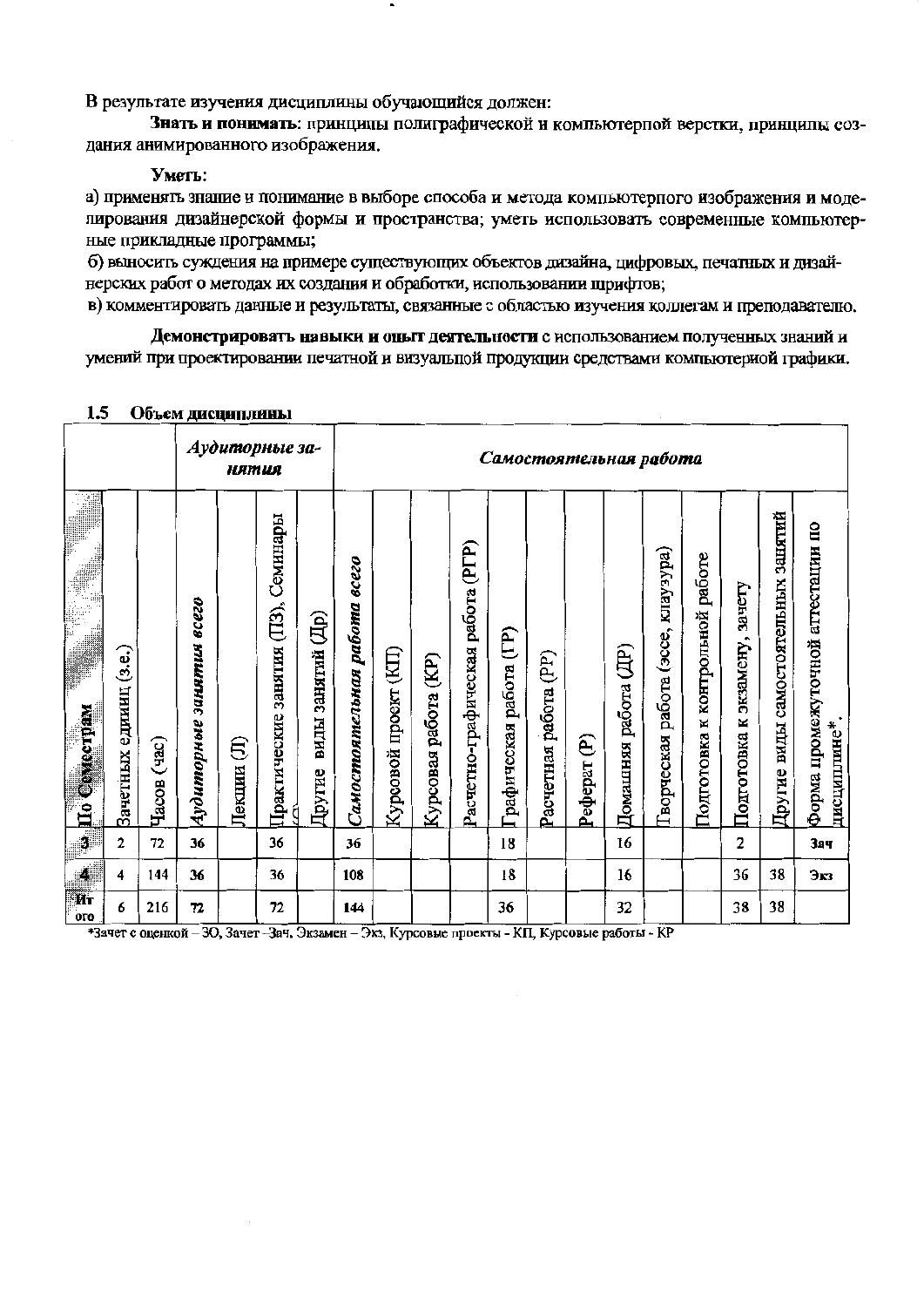В результате изучения дисциплины обучающийся должен:

**Знать и понимать**: принципы полиграфической и компьютерной верстки, принципы создания анимированного изображения.

**Уметь:**

а) применять знание и понимание в выборе способа и метода компьютерного изображения и моделирования дизайнерской формы и пространства; уметь использовать современные компьютерные прикладные программы;

б) выносить суждения на примере существующих объектов дизайна, цифровых, печатных и дизайнерских работ о методах их создания и обработки, использовании шрифтов;

в) комментировать данные и результаты, связанные с областью изучения коллегам и преподавателю.

**Демонстрировать навыки и опыт деятельности** с использованием полученных знаний и умений при проектировании печатной и визуальной продукции средствами компьютерной графики.

## 1.5 Объем дисциплины

| | | | *Аудиторные занятия* | | | | *Самостоятельная работа* | | | | | | | | | | | | |
|---|---|---|---|---|---|---|---|---|---|---|---|---|---|---|---|---|---|---|---|
| По Семестрам | Зачетных единиц (з.е.) | Часов (час) | *Аудиторные занятия всего* | Лекции (Л) | Практические занятия (ПЗ), Семинары (С) | Другие виды занятий (Др) | *Самостоятельная работа всего* | Курсовой проект (КП) | Курсовая работа (КР) | Расчетно-графическая работа (РГР) | Графическая работа (ГР) | Расчетная работа (РР) | Реферат (Р) | Домашняя работа (ДР) | Творческая работа (эссе, клаузура) | Подготовка к контрольной работе | Подготовка к экзамену, зачету | Другие виды самостоятельных занятий | Форма промежуточной аттестации по дисциплине* |
| 3 | 2 | 72 | 36 | | 36 | | 36 | | | | 18 | | | 16 | | | 2 | | Зач |
| 4 | 4 | 144 | 36 | | 36 | | 108 | | | | 18 | | | 16 | | | 36 | 38 | Экз |
| Итого | 6 | 216 | 72 | | 72 | | 144 | | | | 36 | | | 32 | | | 38 | 38 | |

*Зачет с оценкой – ЗО, Зачет –Зач, Экзамен – Экз, Курсовые проекты - КП, Курсовые работы - КР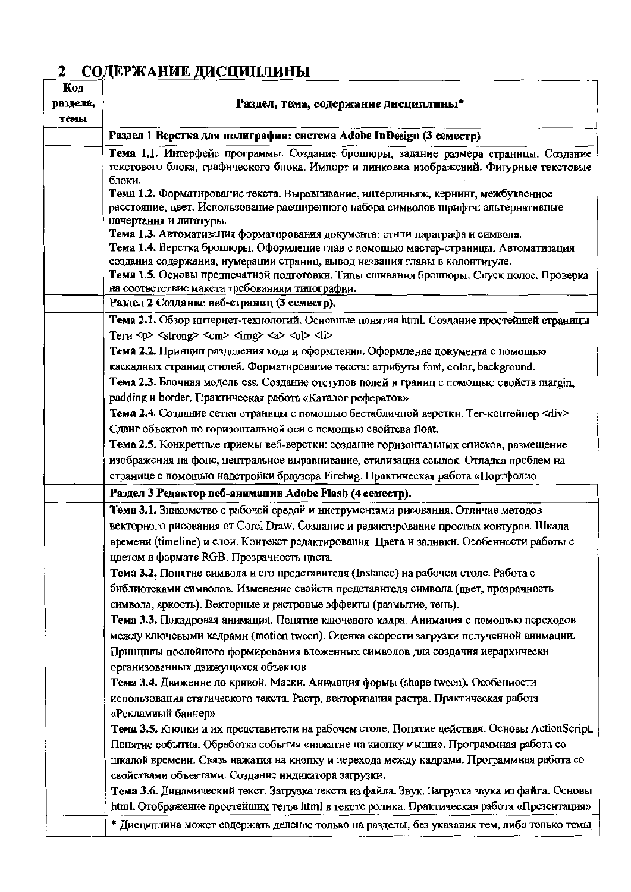## 2 СОДЕРЖАНИЕ ДИСЦИПЛИНЫ

| Код раздела, темы | Раздел, тема, содержание дисциплины* |
|---|---|
| | **Раздел 1 Верстка для полиграфии: система Adobe InDesign (3 семестр)** |
| | **Тема 1.1.** Интерфейс программы. Создание брошюры, задание размера страницы. Создание текстового блока, графического блока. Импорт и линковка изображений. Фигурные текстовые блоки.<br>**Тема 1.2.** Форматирование текста. Выравнивание, интерлиньяж, кернинг, межбуквенное расстояние, цвет. Использование расширенного набора символов шрифта: альтернативные начертания и лигатуры.<br>**Тема 1.3.** Автоматизация форматирования документа: стили параграфа и символа.<br>**Тема 1.4.** Верстка брошюры. Оформление глав с помощью мастер-страницы. Автоматизация создания содержания, нумерации страниц, вывод названия главы в колонтитуле.<br>**Тема 1.5.** Основы предпечатной подготовки. Типы сшивания брошюры. Спуск полос. Проверка на соответствие макета требованиям типографии. |
| | **Раздел 2 Создание веб-страниц (3 семестр).** |
| | **Тема 2.1.** Обзор интернет-технологий. Основные понятия html. Создание простейшей страницы Теги `<p>` `<strong>` `<em>` `<img>` `<a>` `<ul>` `<li>`<br>**Тема 2.2.** Принцип разделения кода и оформления. Оформление документа с помощью каскадных страниц стилей. Форматирование текста: атрибуты font, color, background.<br>**Тема 2.3.** Блочная модель css. Создание отступов полей и границ с помощью свойств margin, padding и border. Практическая работа «Каталог рефератов»<br>**Тема 2.4.** Создание сетки страницы с помощью бестабличной верстки. Тег-контейнер `<div>` Сдвиг объектов по горизонтальной оси с помощью свойтсва float.<br>**Тема 2.5.** Конкретные приемы веб-верстки: создание горизонтальных списков, размещение изображения на фоне, центральное выравнивание, стилизация ссылок. Отладка проблем на странице с помощью надстройки браузера Firebug. Практическая работа «Портфолио |
| | **Раздел 3 Редактор веб-анимации Adobe Flash (4 семестр).** |
| | **Тема 3.1.** Знакомство с рабочей средой и инструментами рисования. Отличие методов векторного рисования от Corel Draw. Создание и редактирование простых контуров. Шкала времени (timeline) и слои. Контекст редактирования. Цвета и заливки. Особенности работы с цветом в формате RGB. Прозрачность цвета.<br>**Тема 3.2.** Понятие символа и его представителя (Instance) на рабочем столе. Работа с библиотеками символов. Изменение свойств представителя символа (цвет, прозрачность символа, яркость). Векторные и растровые эффекты (размытие, тень).<br>**Тема 3.3.** Покадровая анимация. Понятие ключевого кадра. Анимация с помощью переходов между ключевыми кадрами (motion tween). Оценка скорости загрузки полученной анимации. Принципы послойного формирования вложенных символов для создания иерархически организованных движущихся объектов<br>**Тема 3.4.** Движение по кривой. Маски. Анимация формы (shape tween). Особенности использования статического текста. Растр, векторизация растра. Практическая работа «Рекламный баннер»<br>**Тема 3.5.** Кнопки и их представители на рабочем столе. Понятие действия. Основы ActionScript. Понятие события. Обработка события «нажатие на кнопку мыши». Программная работа со шкалой времени. Связь нажатия на кнопку и перехода между кадрами. Программная работа со свойствами объектами. Создание индикатора загрузки.<br>**Тема 3.6.** Динамический текст. Загрузка текста из файла. Звук. Загрузка звука из файла. Основы html. Отображение простейших тегов html в тексте ролика. Практическая работа «Презентация» |
| | * Дисциплина может содержать деление только на разделы, без указания тем, либо только темы |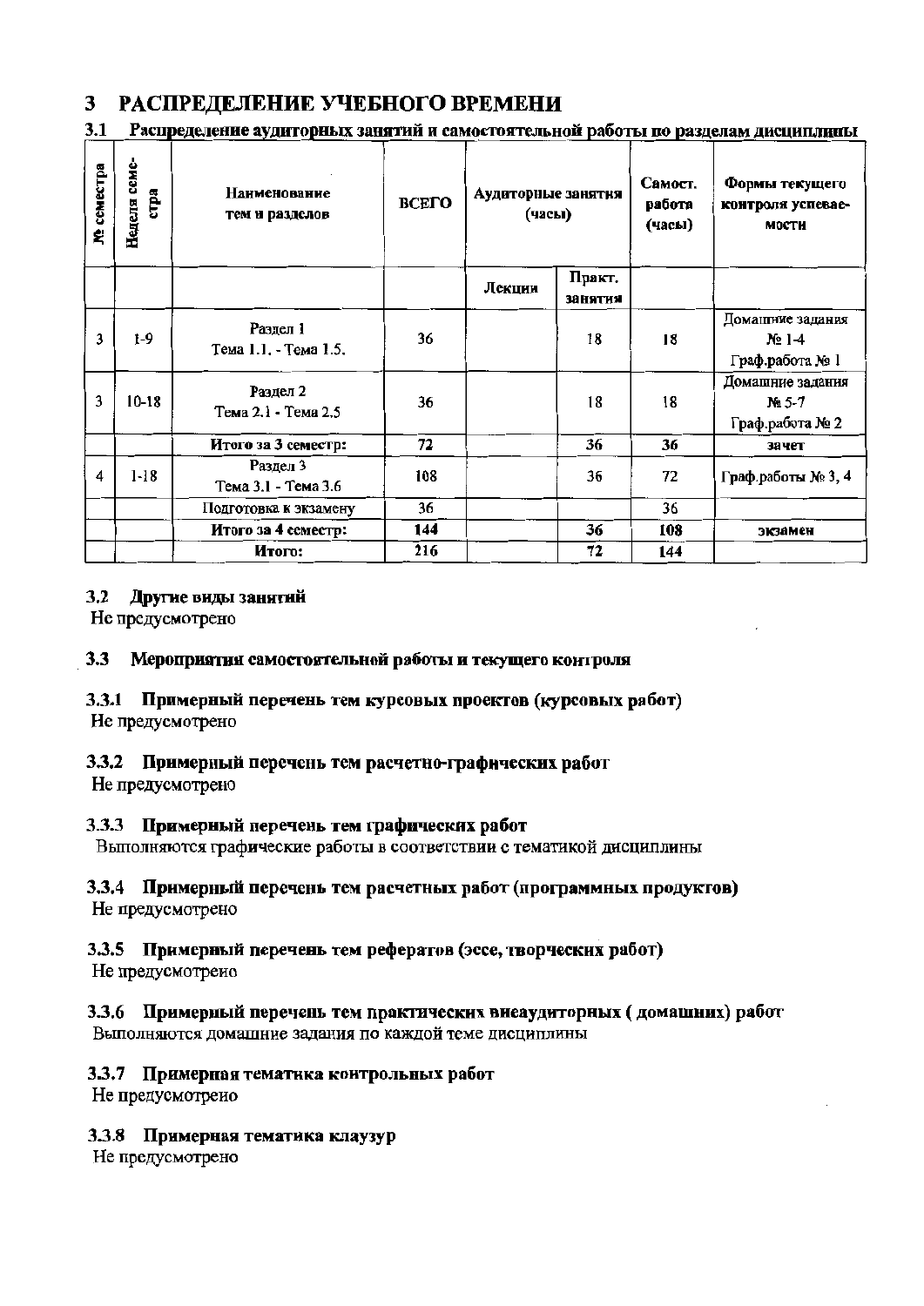# 3 РАСПРЕДЕЛЕНИЕ УЧЕБНОГО ВРЕМЕНИ

## 3.1 Распределение аудиторных занятий и самостоятельной работы по разделам дисциплины

| № семестра | Неделя семестра | Наименование тем и разделов | ВСЕГО | Аудиторные занятия (часы) | | Самост. работа (часы) | Формы текущего контроля успеваемости |
|---|---|---|---|---|---|---|---|
| | | | | Лекции | Практ. занятия | | |
| 3 | 1-9 | Раздел 1<br>Тема 1.1. - Тема 1.5. | 36 | | 18 | 18 | Домашние задания № 1-4<br>Граф.работа № 1 |
| 3 | 10-18 | Раздел 2<br>Тема 2.1 - Тема 2.5 | 36 | | 18 | 18 | Домашние задания № 5-7<br>Граф.работа № 2 |
| | | **Итого за 3 семестр:** | **72** | | **36** | **36** | **зачет** |
| 4 | 1-18 | Раздел 3<br>Тема 3.1 - Тема 3.6 | 108 | | 36 | 72 | Граф.работы № 3, 4 |
| | | Подготовка к экзамену | 36 | | | 36 | |
| | | **Итого за 4 семестр:** | **144** | | **36** | **108** | **экзамен** |
| | | **Итого:** | **216** | | **72** | **144** | |

## 3.2 Другие виды занятий

Не предусмотрено

## 3.3 Мероприятия самостоятельной работы и текущего контроля

### 3.3.1 Примерный перечень тем курсовых проектов (курсовых работ)

Не предусмотрено

### 3.3.2 Примерный перечень тем расчетно-графических работ

Не предусмотрено

### 3.3.3 Примерный перечень тем графических работ

Выполняются графические работы в соответствии с тематикой дисциплины

### 3.3.4 Примерный перечень тем расчетных работ (программных продуктов)

Не предусмотрено

### 3.3.5 Примерный перечень тем рефератов (эссе, творческих работ)

Не предусмотрено

### 3.3.6 Примерный перечень тем практических внеаудиторных ( домашних) работ

Выполняются домашние задания по каждой теме дисциплины

### 3.3.7 Примерная тематика контрольных работ

Не предусмотрено

### 3.3.8 Примерная тематика клаузур

Не предусмотрено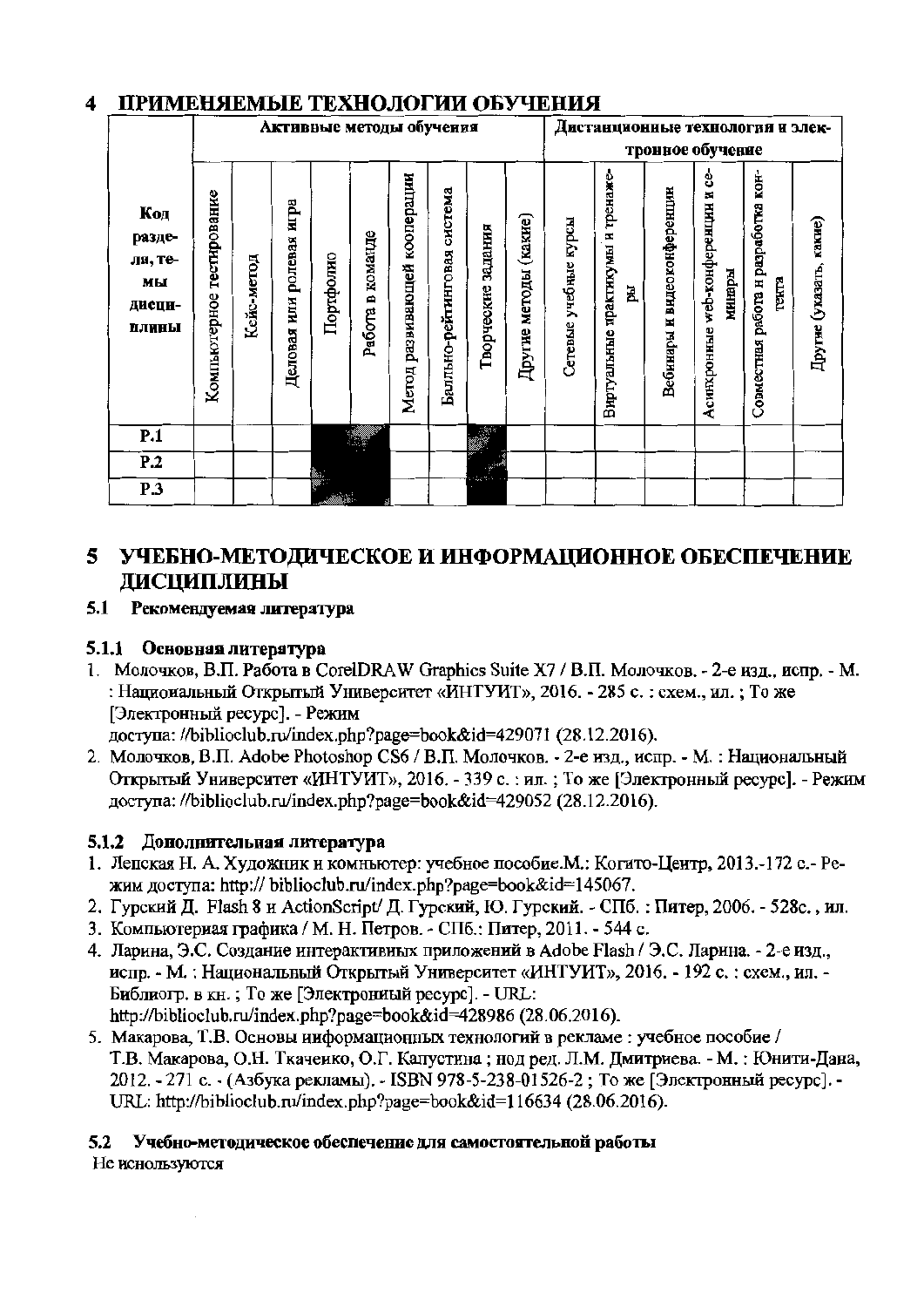# 4 ПРИМЕНЯЕМЫЕ ТЕХНОЛОГИИ ОБУЧЕНИЯ

| Код раздела, темы дисциплины | Активные методы обучения | | | | | | | | | Дистанционные технологии и электронное обучение | | | | | |
|---|---|---|---|---|---|---|---|---|---|---|---|---|---|---|---|
| | Компьютерное тестирование | Кейс-метод | Деловая или ролевая игра | Портфолио | Работа в команде | Метод развивающей кооперации | Балльно-рейтинговая система | Творческие задания | Другие методы (какие) | Сетевые учебные курсы | Виртуальные практикумы и тренажеры | Вебинары и видеоконференции | Асинхронные web-конференции и семинары | Совместная работа и разработка контента | Другие (указать, какие) |
| Р.1 | | | | | | | | | | | | | | | |
| Р.2 | | | | | | | | | | | | | | | |
| Р.3 | | | | | | | | | | | | | | | |

# 5 УЧЕБНО-МЕТОДИЧЕСКОЕ И ИНФОРМАЦИОННОЕ ОБЕСПЕЧЕНИЕ ДИСЦИПЛИНЫ

## 5.1 Рекомендуемая литература

### 5.1.1 Основная литература

1. Молочков, В.П. Работа в CorelDRAW Graphics Suite X7 / В.П. Молочков. - 2-е изд., испр. - М. : Национальный Открытый Университет «ИНТУИТ», 2016. - 285 с. : схем., ил. ; То же [Электронный ресурс]. - Режим доступа: //biblioclub.ru/index.php?page=book&id=429071 (28.12.2016).
2. Молочков, В.П. Adobe Photoshop CS6 / В.П. Молочков. - 2-е изд., испр. - М. : Национальный Открытый Университет «ИНТУИТ», 2016. - 339 с. : ил. ; То же [Электронный ресурс]. - Режим доступа: //biblioclub.ru/index.php?page=book&id=429052 (28.12.2016).

### 5.1.2 Дополнительная литература

1. Лепская Н. А. Художник и компьютер: учебное пособие.М.: Когито-Центр, 2013.-172 с.- Режим доступа: http:// biblioclub.ru/index.php?page=book&id=145067.
2. Гурский Д. Flash 8 и ActionScript/ Д. Гурский, Ю. Гурский. - СПб. : Питер, 2006. - 528с., ил.
3. Компьютерная графика / М. Н. Петров. - СПб.: Питер, 2011. - 544 с.
4. Ларина, Э.С. Создание интерактивных приложений в Adobe Flash / Э.С. Ларина. - 2-е изд., испр. - М. : Национальный Открытый Университет «ИНТУИТ», 2016. - 192 с. : схем., ил. - Библиогр. в кн. ; То же [Электронный ресурс]. - URL: http://biblioclub.ru/index.php?page=book&id=428986 (28.06.2016).
5. Макарова, Т.В. Основы информационных технологий в рекламе : учебное пособие / Т.В. Макарова, О.Н. Ткаченко, О.Г. Капустина ; под ред. Л.М. Дмитриева. - М. : Юнити-Дана, 2012. - 271 с. - (Азбука рекламы). - ISBN 978-5-238-01526-2 ; То же [Электронный ресурс]. - URL: http://biblioclub.ru/index.php?page=book&id=116634 (28.06.2016).

## 5.2 Учебно-методическое обеспечение для самостоятельной работы

Не используются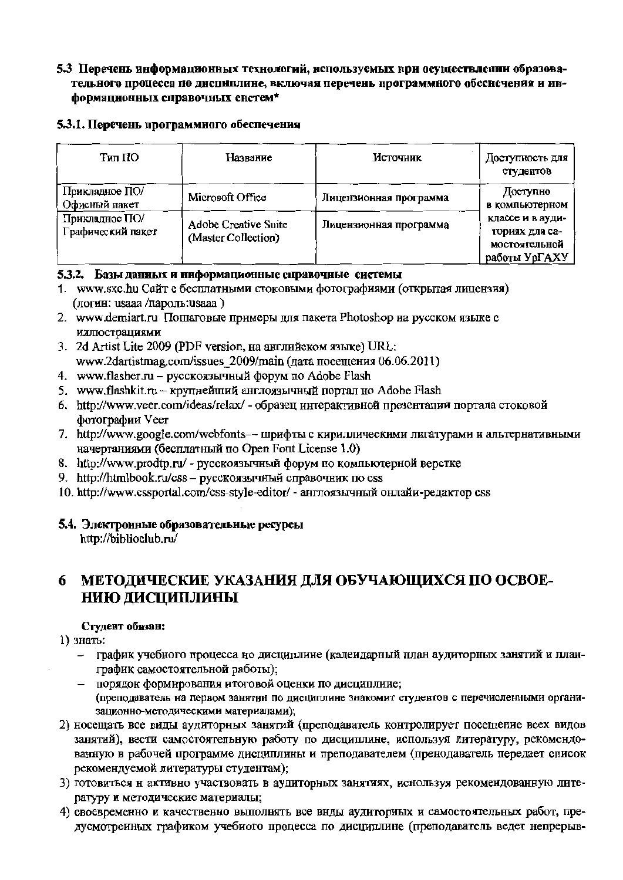### 5.3 Перечень информационных технологий, используемых при осуществлении образовательного процесса по дисциплине, включая перечень программного обеспечения и информационных справочных систем*

#### 5.3.1. Перечень программного обеспечения

| Тип ПО | Название | Источник | Доступность для студентов |
|---|---|---|---|
| Прикладное ПО/ Офисный пакет | Microsoft Office | Лицензионная программа | Доступно в компьютерном классе и в аудиториях для самостоятельной работы УрГАХУ |
| Прикладное ПО/ Графический пакет | Adobe Creative Suite (Master Collection) | Лицензионная программа | |

#### 5.3.2. Базы данных и информационные справочные системы

1. www.sxc.hu Сайт с бесплатными стоковыми фотографиями (открытая лицензия) (логин: usaaa /пароль:usaaa )
2. www.demiart.ru Пошаговые примеры для пакета Photoshop на русском языке с иллюстрациями
3. 2d Artist Lite 2009 (PDF version, на английском языке) URL: www.2dartistmag.com/issues_2009/main (дата посещения 06.06.2011)
4. www.flasher.ru – русскоязычный форум по Adobe Flash
5. www.flashkit.ru – крупнейший англоязычный портал по Adobe Flash
6. http://www.veer.com/ideas/relax/ - образец интерактивной презентации портала стоковой фотографии Veer
7. http://www.google.com/webfonts–– шрифты с кириллическими лигатурами и альтернативными начертаниями (бесплатный по Open Font License 1.0)
8. http://www.prodtp.ru/ - русскоязычный форум по компьютерной верстке
9. http://htmlbook.ru/css – русскоязычный справочник по css
10. http://www.cssportal.com/css-style-editor/ - англоязычный онлайн-редактор css

### 5.4. Электронные образовательные ресурсы

http://biblioclub.ru/

# 6 МЕТОДИЧЕСКИЕ УКАЗАНИЯ ДЛЯ ОБУЧАЮЩИХСЯ ПО ОСВОЕНИЮ ДИСЦИПЛИНЫ

**Студент обязан:**

1) знать:
   - график учебного процесса по дисциплине (календарный план аудиторных занятий и план-график самостоятельной работы);
   - порядок формирования итоговой оценки по дисциплине;
   
   (преподаватель на первом занятии по дисциплине знакомит студентов с перечисленными организационно-методическими материалами);
2) посещать все виды аудиторных занятий (преподаватель контролирует посещение всех видов занятий), вести самостоятельную работу по дисциплине, используя литературу, рекомендованную в рабочей программе дисциплины и преподавателем (преподаватель передает список рекомендуемой литературы студентам);
3) готовиться и активно участвовать в аудиторных занятиях, используя рекомендованную литературу и методические материалы;
4) своевременно и качественно выполнять все виды аудиторных и самостоятельных работ, предусмотренных графиком учебного процесса по дисциплине (преподаватель ведет непрерыв-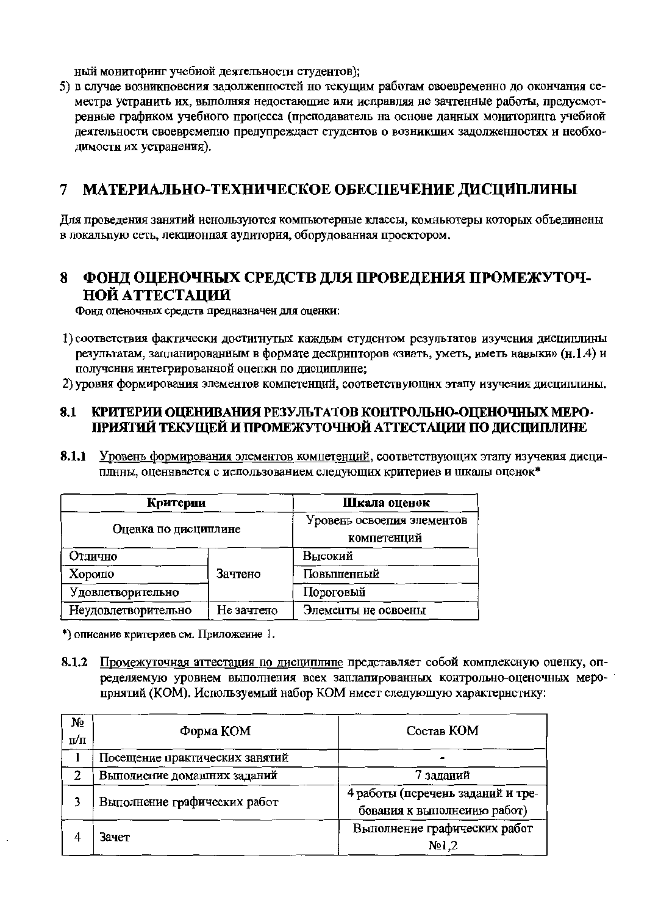ный мониторинг учебной деятельности студентов);

5) в случае возникновения задолженностей по текущим работам своевременно до окончания семестра устранить их, выполняя недостающие или исправляя не зачтенные работы, предусмотренные графиком учебного процесса (преподаватель на основе данных мониторинга учебной деятельности своевременно предупреждает студентов о возникших задолженностях и необходимости их устранения).

# 7 МАТЕРИАЛЬНО-ТЕХНИЧЕСКОЕ ОБЕСПЕЧЕНИЕ ДИСЦИПЛИНЫ

Для проведения занятий используются компьютерные классы, компьютеры которых объединены в локальную сеть, лекционная аудитория, оборудованная проектором.

# 8 ФОНД ОЦЕНОЧНЫХ СРЕДСТВ ДЛЯ ПРОВЕДЕНИЯ ПРОМЕЖУТОЧНОЙ АТТЕСТАЦИИ

Фонд оценочных средств предназначен для оценки:

1) соответствия фактически достигнутых каждым студентом результатов изучения дисциплины результатам, запланированным в формате дескрипторов «знать, уметь, иметь навыки» (п.1.4) и получения интегрированной оценки по дисциплине;
2) уровня формирования элементов компетенций, соответствующих этапу изучения дисциплины.

## 8.1 КРИТЕРИИ ОЦЕНИВАНИЯ РЕЗУЛЬТАТОВ КОНТРОЛЬНО-ОЦЕНОЧНЫХ МЕРОПРИЯТИЙ ТЕКУЩЕЙ И ПРОМЕЖУТОЧНОЙ АТТЕСТАЦИИ ПО ДИСЦИПЛИНЕ

**8.1.1** Уровень формирования элементов компетенций, соответствующих этапу изучения дисциплины, оценивается с использованием следующих критериев и шкалы оценок*

| Критерии | | Шкала оценок |
|---|---|---|
| Оценка по дисциплине | | Уровень освоения элементов компетенций |
| Отлично | Зачтено | Высокий |
| Хорошо | | Повышенный |
| Удовлетворительно | | Пороговый |
| Неудовлетворительно | Не зачтено | Элементы не освоены |

*) описание критериев см. Приложение 1.

**8.1.2** Промежуточная аттестация по дисциплине представляет собой комплексную оценку, определяемую уровнем выполнения всех запланированных контрольно-оценочных мероприятий (КОМ). Используемый набор КОМ имеет следующую характеристику:

| № п/п | Форма КОМ | Состав КОМ |
|---|---|---|
| 1 | Посещение практических занятий | - |
| 2 | Выполнение домашних заданий | 7 заданий |
| 3 | Выполнение графических работ | 4 работы (перечень заданий и требования к выполнению работ) |
| 4 | Зачет | Выполнение графических работ №1,2 |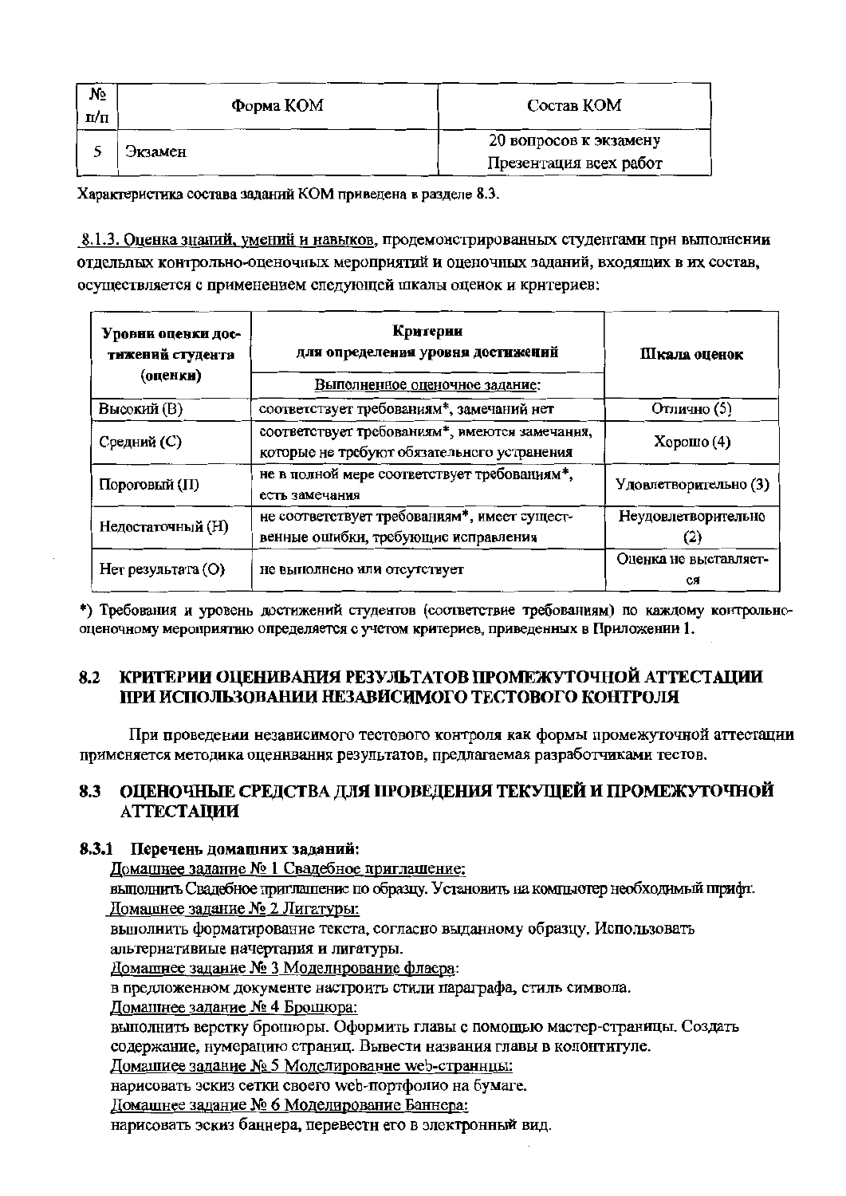| № п/п | Форма КОМ | Состав КОМ |
|---|---|---|
| 5 | Экзамен | 20 вопросов к экзамену<br>Презентация всех работ |

Характеристика состава заданий КОМ приведена в разделе 8.3.

8.1.3. Оценка знаний, умений и навыков, продемонстрированных студентами при выполнении отдельных контрольно-оценочных мероприятий и оценочных заданий, входящих в их состав, осуществляется с применением следующей шкалы оценок и критериев:

| Уровни оценки достижений студента (оценки) | Критерии для определения уровня достижений<br>Выполненное оценочное задание: | Шкала оценок |
|---|---|---|
| Высокий (В) | соответствует требованиям*, замечаний нет | Отлично (5) |
| Средний (С) | соответствует требованиям*, имеются замечания, которые не требуют обязательного устранения | Хорошо (4) |
| Пороговый (П) | не в полной мере соответствует требованиям*, есть замечания | Удовлетворительно (3) |
| Недостаточный (Н) | не соответствует требованиям*, имеет существенные ошибки, требующие исправления | Неудовлетворительно (2) |
| Нет результата (О) | не выполнено или отсутствует | Оценка не выставляется |

*) Требования и уровень достижений студентов (соответствие требованиям) по каждому контрольно-оценочному мероприятию определяется с учетом критериев, приведенных в Приложении 1.

## 8.2 КРИТЕРИИ ОЦЕНИВАНИЯ РЕЗУЛЬТАТОВ ПРОМЕЖУТОЧНОЙ АТТЕСТАЦИИ ПРИ ИСПОЛЬЗОВАНИИ НЕЗАВИСИМОГО ТЕСТОВОГО КОНТРОЛЯ

При проведении независимого тестового контроля как формы промежуточной аттестации применяется методика оценивания результатов, предлагаемая разработчиками тестов.

## 8.3 ОЦЕНОЧНЫЕ СРЕДСТВА ДЛЯ ПРОВЕДЕНИЯ ТЕКУЩЕЙ И ПРОМЕЖУТОЧНОЙ АТТЕСТАЦИИ

### 8.3.1 Перечень домашних заданий:

Домашнее задание № 1 Свадебное приглашение:

выполнить Свадебное приглашение по образцу. Установить на компьютер необходимый шрифт.

Домашнее задание № 2 Лигатуры:

выполнить форматирование текста, согласно выданному образцу. Использовать альтернативные начертания и лигатуры.

Домашнее задание № 3 Моделирование флаера:

в предложенном документе настроить стили параграфа, стиль символа.

Домашнее задание № 4 Брошюра:

выполнить верстку брошюры. Оформить главы с помощью мастер-страницы. Создать содержание, нумерацию страниц. Вывести названия главы в колонтитуле.

Домашнее задание № 5 Моделирование web-страницы:

нарисовать эскиз сетки своего web-портфолио на бумаге.

Домашнее задание № 6 Моделирование Баннера:

нарисовать эскиз баннера, перевести его в электронный вид.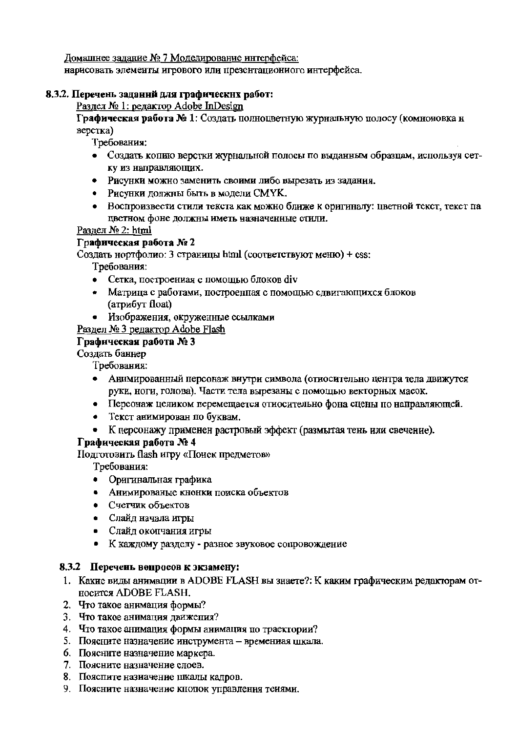Домашнее задание № 7 Моделирование интерфейса:
нарисовать элементы игрового или презентационного интерфейса.

**8.3.2. Перечень заданий для графических работ:**

Раздел № 1: редактор Adobe InDesign

**Графическая работа № 1**: Создать полноцветную журнальную полосу (компоновка и верстка)

Требования:

- Создать копию верстки журнальной полосы по выданным образцам, используя сетку из направляющих.
- Рисунки можно заменить своими либо вырезать из задания.
- Рисунки должны быть в модели CMYK.
- Воспроизвести стили текста как можно ближе к оригиналу: цветной текст, текст на цветном фоне должны иметь назначенные стили.

Раздел № 2: html

**Графическая работа № 2**

Создать портфолио: 3 страницы html (соответствуют меню) + css:

Требования:

- Сетка, построенная с помощью блоков div
- Матрица с работами, построенная с помощью сдвигающихся блоков (атрибут float)
- Изображения, окруженные ссылками

Раздел № 3 редактор Adobe Flash

**Графическая работа № 3**

Создать баннер

Требования:

- Анимированный персонаж внутри символа (относительно центра тела движутся руки, ноги, голова). Части тела вырезаны с помощью векторных масок.
- Персонаж целиком перемещается относительно фона сцены по направляющей.
- Текст анимирован по буквам.
- К персонажу применен растровый эффект (размытая тень или свечение).

**Графическая работа № 4**

Подготовить flash игру «Поиск предметов»

Требования:

- Оригинальная графика
- Анимированые кнопки поиска объектов
- Счетчик объектов
- Слайд начала игры
- Слайд окончания игры
- К каждому разделу - разное звуковое сопровождение

**8.3.2 Перечень вопросов к экзамену:**

1. Какие виды анимации в ADOBE FLASH вы знаете?: К каким графическим редакторам относится ADOBE FLASH.
2. Что такое анимация формы?
3. Что такое анимация движения?
4. Что такое анимация формы анимация по траектории?
5. Поясните назначение инструмента – временная шкала.
6. Поясните назначение маркера.
7. Поясните назначение слоев.
8. Поясните назначение шкалы кадров.
9. Поясните назначение кнопок управления тенями.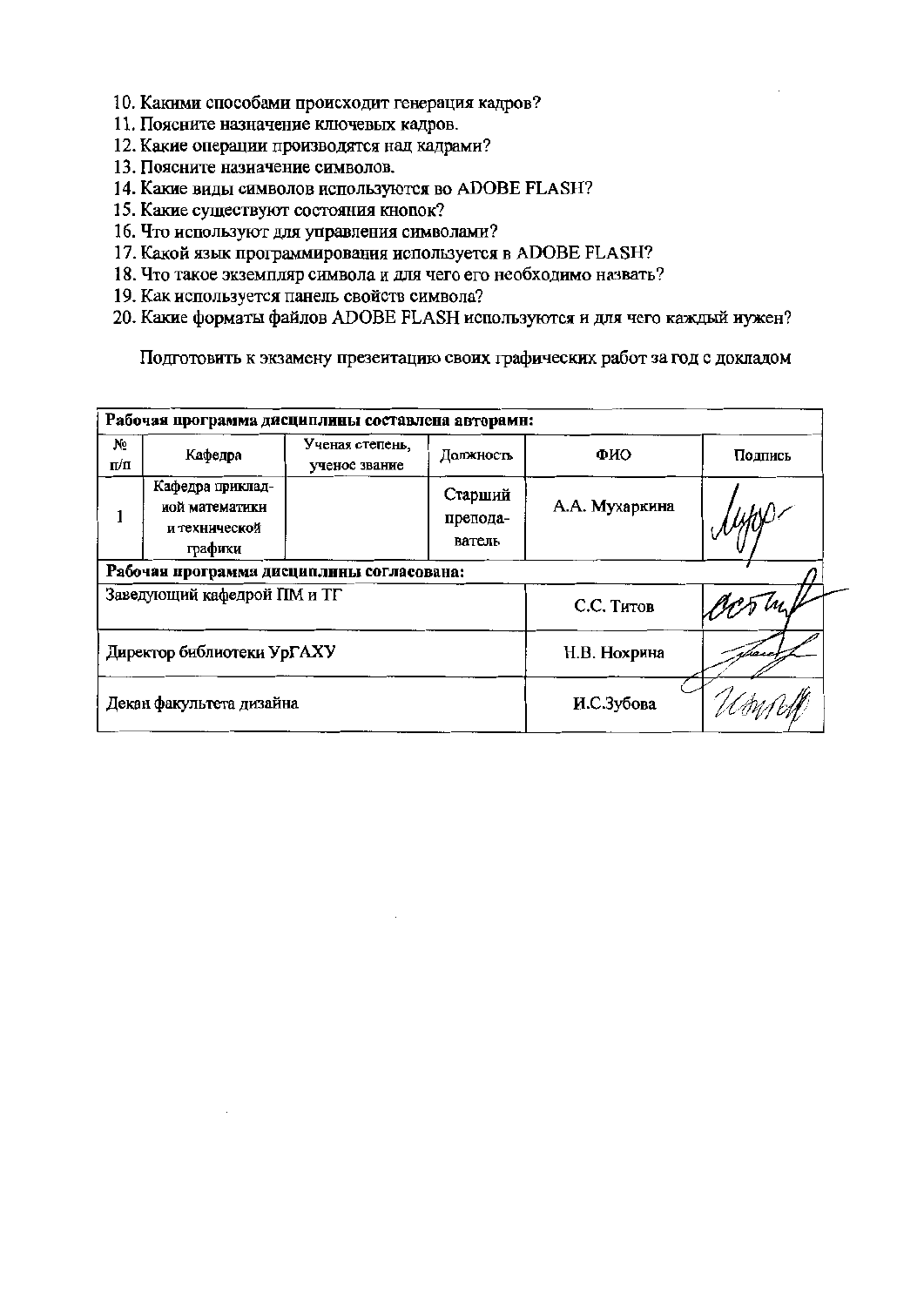10. Какими способами происходит генерация кадров?
11. Поясните назначение ключевых кадров.
12. Какие операции производятся над кадрами?
13. Поясните назначение символов.
14. Какие виды символов используются во ADOBE FLASH?
15. Какие существуют состояния кнопок?
16. Что используют для управления символами?
17. Какой язык программирования используется в ADOBE FLASH?
18. Что такое экземпляр символа и для чего его необходимо назвать?
19. Как используется панель свойств символа?
20. Какие форматы файлов ADOBE FLASH используются и для чего каждый нужен?

Подготовить к экзамену презентацию своих графических работ за год с докладом

| **Рабочая программа дисциплины составлена авторами:** | | | | | |
|---|---|---|---|---|---|
| № п/п | Кафедра | Ученая степень, ученое звание | Должность | ФИО | Подпись |
| 1 | Кафедра прикладной математики и технической графики | | Старший преподаватель | А.А. Мухаркина | |
| **Рабочая программа дисциплины согласована:** | | | | | |
| Заведующий кафедрой ПМ и ТГ | | | | С.С. Титов | |
| Директор библиотеки УрГАХУ | | | | Н.В. Нохрина | |
| Декан факультета дизайна | | | | И.С.Зубова | |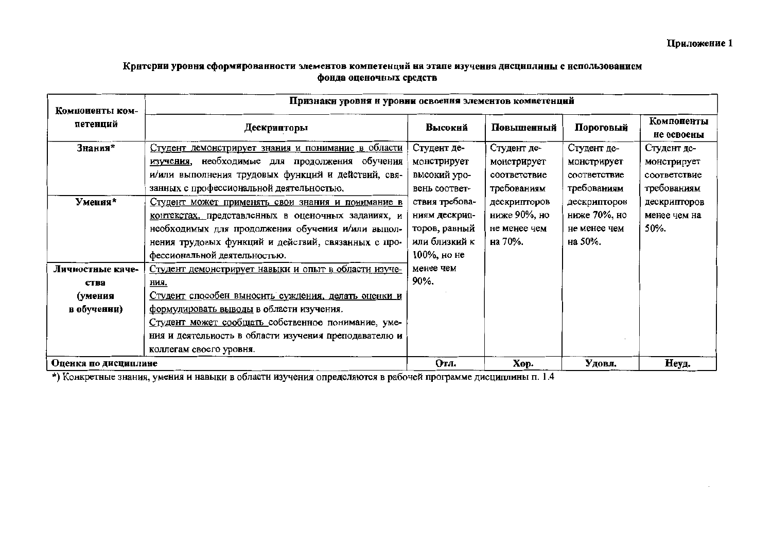**Приложение 1**

**Критерии уровня сформированности элементов компетенций на этапе изучения дисциплины с использованием фонда оценочных средств**

| Компоненты компетенций | Признаки уровня и уровни освоения элементов компетенций | | | | |
|---|---|---|---|---|---|
| | **Дескрипторы** | **Высокий** | **Повышенный** | **Пороговый** | **Компоненты не освоены** |
| **Знания*** | Студент демонстрирует знания и понимание в области изучения, необходимые для продолжения обучения и/или выполнения трудовых функций и действий, связанных с профессиональной деятельностью. | Студент демонстрирует высокий уровень соответствия требованиям дескрипторов, равный или близкий к 100%, но не менее чем 90%. | Студент демонстрирует соответствие требованиям дескрипторов ниже 90%, но не менее чем на 70%. | Студент демонстрирует соответствие требованиям дескрипторов ниже 70%, но не менее чем на 50%. | Студент демонстрирует соответствие требованиям дескрипторов менее чем на 50%. |
| **Умения*** | Студент может применять свои знания и понимание в контекстах, представленных в оценочных заданиях, и необходимых для продолжения обучения и/или выполнения трудовых функций и действий, связанных с профессиональной деятельностью. | | | | |
| **Личностные качества (умения в обучении)** | Студент демонстрирует навыки и опыт в области изучения. Студент способен выносить суждения, делать оценки и формулировать выводы в области изучения. Студент может сообщать собственное понимание, умения и деятельность в области изучения преподавателю и коллегам своего уровня. | | | | |
| **Оценка по дисциплине** | | **Отл.** | **Хор.** | **Удовл.** | **Неуд.** |

*) Конкретные знания, умения и навыки в области изучения определяются в рабочей программе дисциплины п. 1.4